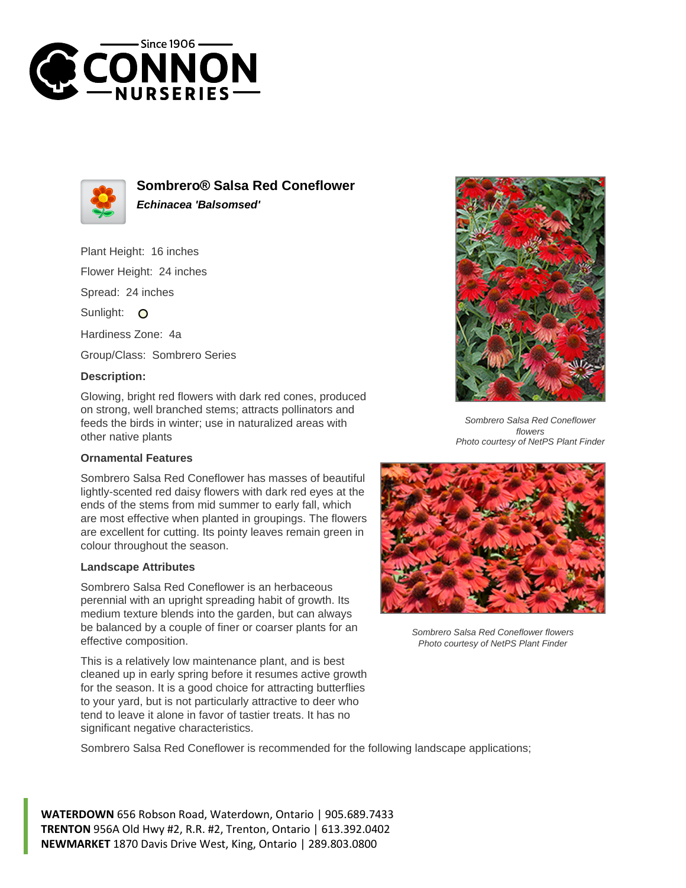# Sombrero® Salsa Red Coneflower

***Echinacea 'Balsomsed'***

Plant Height: 16 inches

Flower Height: 24 inches

Spread: 24 inches

Sunlight: ○

Hardiness Zone: 4a

Group/Class: Sombrero Series

**Description:**

Glowing, bright red flowers with dark red cones, produced on strong, well branched stems; attracts pollinators and feeds the birds in winter; use in naturalized areas with other native plants

### Ornamental Features

Sombrero Salsa Red Coneflower has masses of beautiful lightly-scented red daisy flowers with dark red eyes at the ends of the stems from mid summer to early fall, which are most effective when planted in groupings. The flowers are excellent for cutting. Its pointy leaves remain green in colour throughout the season.

### Landscape Attributes

Sombrero Salsa Red Coneflower is an herbaceous perennial with an upright spreading habit of growth. Its medium texture blends into the garden, but can always be balanced by a couple of finer or coarser plants for an effective composition.

This is a relatively low maintenance plant, and is best cleaned up in early spring before it resumes active growth for the season. It is a good choice for attracting butterflies to your yard, but is not particularly attractive to deer who tend to leave it alone in favor of tastier treats. It has no significant negative characteristics.

Sombrero Salsa Red Coneflower is recommended for the following landscape applications;

*Sombrero Salsa Red Coneflower flowers*
*Photo courtesy of NetPS Plant Finder*

*Sombrero Salsa Red Coneflower flowers*
*Photo courtesy of NetPS Plant Finder*

**WATERDOWN** 656 Robson Road, Waterdown, Ontario | 905.689.7433
**TRENTON** 956A Old Hwy #2, R.R. #2, Trenton, Ontario | 613.392.0402
**NEWMARKET** 1870 Davis Drive West, King, Ontario | 289.803.0800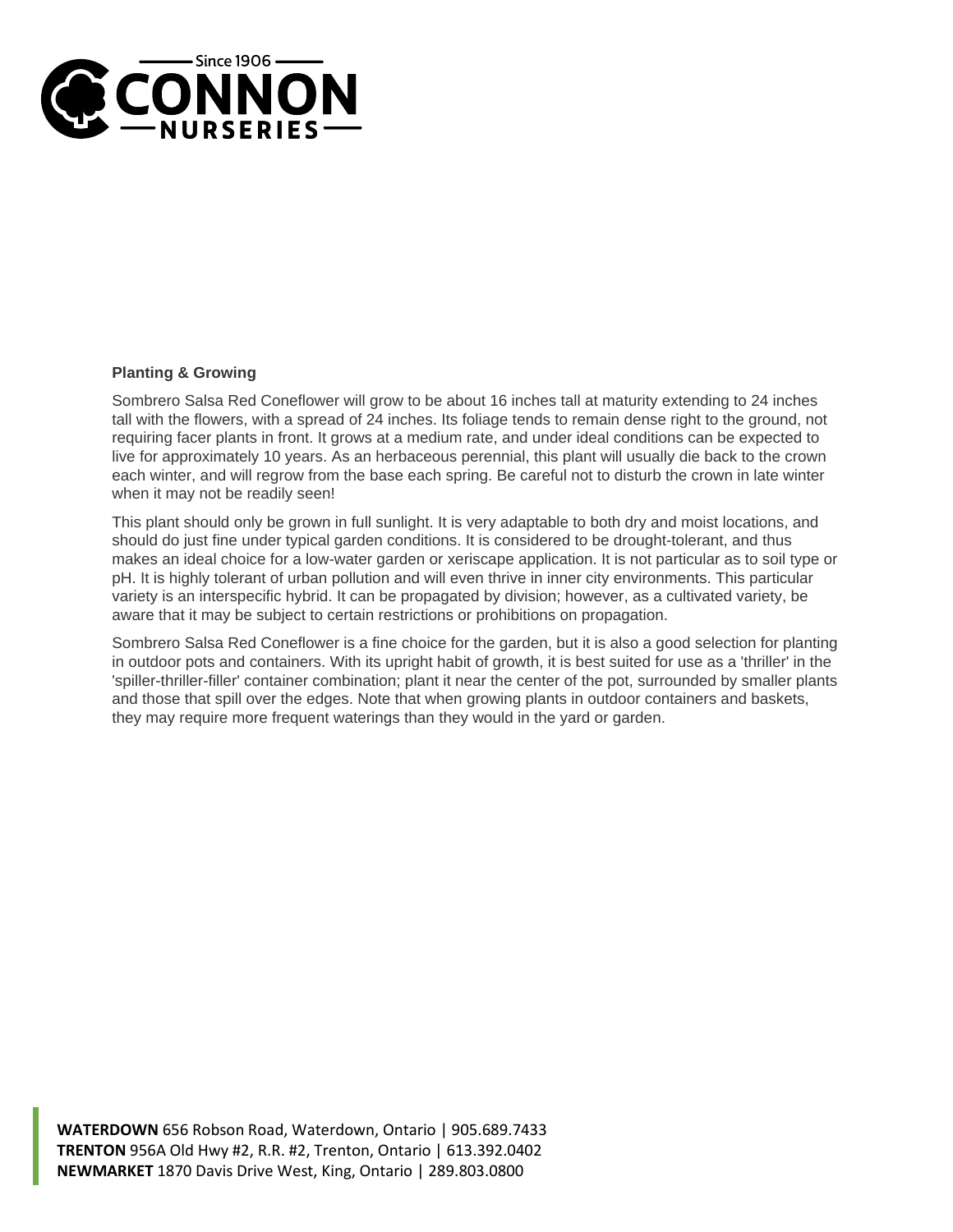### Planting & Growing

Sombrero Salsa Red Coneflower will grow to be about 16 inches tall at maturity extending to 24 inches tall with the flowers, with a spread of 24 inches. Its foliage tends to remain dense right to the ground, not requiring facer plants in front. It grows at a medium rate, and under ideal conditions can be expected to live for approximately 10 years. As an herbaceous perennial, this plant will usually die back to the crown each winter, and will regrow from the base each spring. Be careful not to disturb the crown in late winter when it may not be readily seen!

This plant should only be grown in full sunlight. It is very adaptable to both dry and moist locations, and should do just fine under typical garden conditions. It is considered to be drought-tolerant, and thus makes an ideal choice for a low-water garden or xeriscape application. It is not particular as to soil type or pH. It is highly tolerant of urban pollution and will even thrive in inner city environments. This particular variety is an interspecific hybrid. It can be propagated by division; however, as a cultivated variety, be aware that it may be subject to certain restrictions or prohibitions on propagation.

Sombrero Salsa Red Coneflower is a fine choice for the garden, but it is also a good selection for planting in outdoor pots and containers. With its upright habit of growth, it is best suited for use as a 'thriller' in the 'spiller-thriller-filler' container combination; plant it near the center of the pot, surrounded by smaller plants and those that spill over the edges. Note that when growing plants in outdoor containers and baskets, they may require more frequent waterings than they would in the yard or garden.